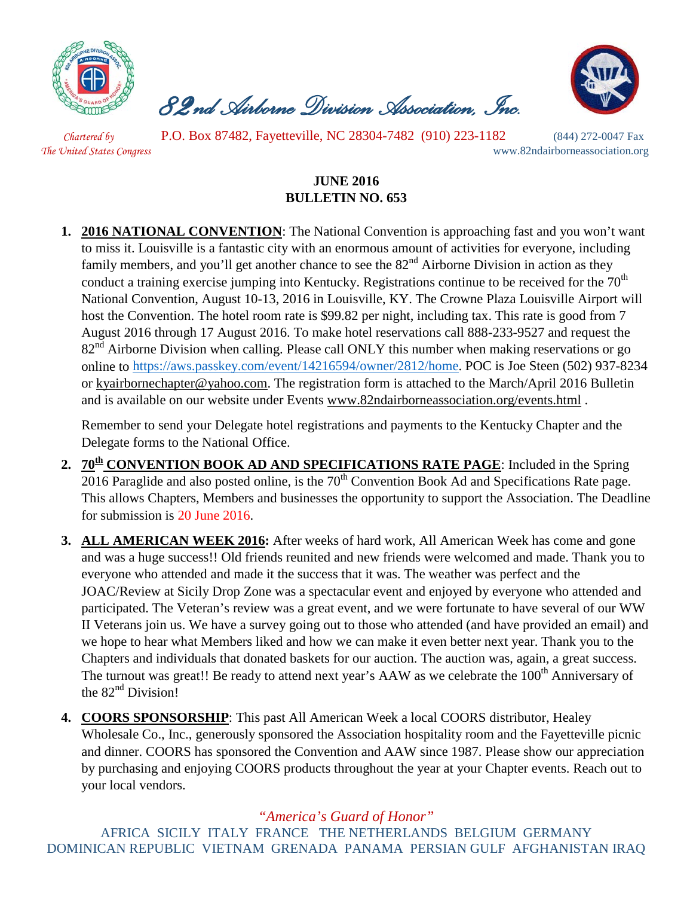# 82nd Airborne Division Association, Inc.

*Chartered by The United States Congress*

P.O. Box 87482, Fayetteville, NC 28304-7482 (910) 223-1182 (844) 272-0047 Fax

www.82ndairborneassociation.org

## JUNE 2016
## BULLETIN NO. 653

1. **2016 NATIONAL CONVENTION**: The National Convention is approaching fast and you won't want to miss it. Louisville is a fantastic city with an enormous amount of activities for everyone, including family members, and you'll get another chance to see the 82nd Airborne Division in action as they conduct a training exercise jumping into Kentucky. Registrations continue to be received for the 70th National Convention, August 10-13, 2016 in Louisville, KY. The Crowne Plaza Louisville Airport will host the Convention. The hotel room rate is $99.82 per night, including tax. This rate is good from 7 August 2016 through 17 August 2016. To make hotel reservations call 888-233-9527 and request the 82nd Airborne Division when calling. Please call ONLY this number when making reservations or go online to https://aws.passkey.com/event/14216594/owner/2812/home. POC is Joe Steen (502) 937-8234 or kyairbornechapter@yahoo.com. The registration form is attached to the March/April 2016 Bulletin and is available on our website under Events www.82ndairborneassociation.org/events.html .

   Remember to send your Delegate hotel registrations and payments to the Kentucky Chapter and the Delegate forms to the National Office.

2. **70th CONVENTION BOOK AD AND SPECIFICATIONS RATE PAGE**: Included in the Spring 2016 Paraglide and also posted online, is the 70th Convention Book Ad and Specifications Rate page. This allows Chapters, Members and businesses the opportunity to support the Association. The Deadline for submission is 20 June 2016.

3. **ALL AMERICAN WEEK 2016:** After weeks of hard work, All American Week has come and gone and was a huge success!! Old friends reunited and new friends were welcomed and made. Thank you to everyone who attended and made it the success that it was. The weather was perfect and the JOAC/Review at Sicily Drop Zone was a spectacular event and enjoyed by everyone who attended and participated. The Veteran's review was a great event, and we were fortunate to have several of our WW II Veterans join us. We have a survey going out to those who attended (and have provided an email) and we hope to hear what Members liked and how we can make it even better next year. Thank you to the Chapters and individuals that donated baskets for our auction. The auction was, again, a great success. The turnout was great!! Be ready to attend next year's AAW as we celebrate the 100th Anniversary of the 82nd Division!

4. **COORS SPONSORSHIP**: This past All American Week a local COORS distributor, Healey Wholesale Co., Inc., generously sponsored the Association hospitality room and the Fayetteville picnic and dinner. COORS has sponsored the Convention and AAW since 1987. Please show our appreciation by purchasing and enjoying COORS products throughout the year at your Chapter events. Reach out to your local vendors.

*"America's Guard of Honor"*

AFRICA SICILY ITALY FRANCE THE NETHERLANDS BELGIUM GERMANY DOMINICAN REPUBLIC VIETNAM GRENADA PANAMA PERSIAN GULF AFGHANISTAN IRAQ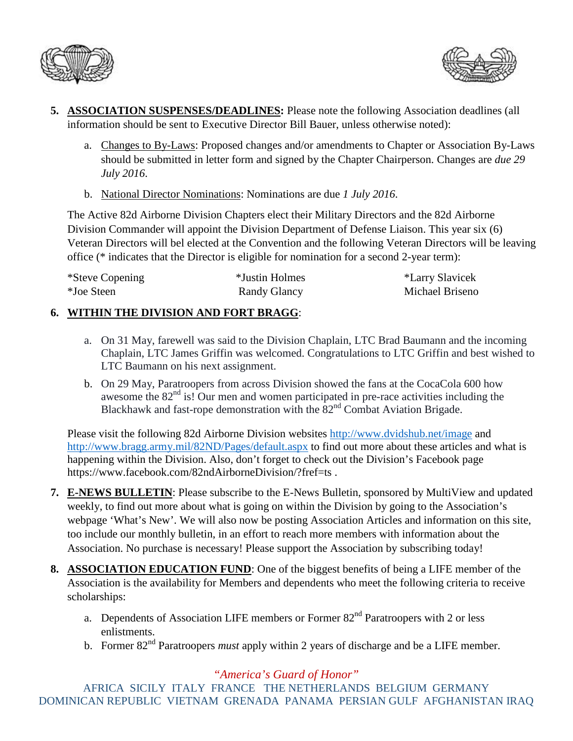5. **ASSOCIATION SUSPENSES/DEADLINES:** Please note the following Association deadlines (all information should be sent to Executive Director Bill Bauer, unless otherwise noted):

    a. Changes to By-Laws: Proposed changes and/or amendments to Chapter or Association By-Laws should be submitted in letter form and signed by the Chapter Chairperson. Changes are *due 29 July 2016*.

    b. National Director Nominations: Nominations are due *1 July 2016*.

    The Active 82d Airborne Division Chapters elect their Military Directors and the 82d Airborne Division Commander will appoint the Division Department of Defense Liaison. This year six (6) Veteran Directors will bel elected at the Convention and the following Veteran Directors will be leaving office (* indicates that the Director is eligible for nomination for a second 2-year term):

| | | |
|---|---|---|
| *Steve Copening | *Justin Holmes | *Larry Slavicek |
| *Joe Steen | Randy Glancy | Michael Briseno |

6. **WITHIN THE DIVISION AND FORT BRAGG**:

    a. On 31 May, farewell was said to the Division Chaplain, LTC Brad Baumann and the incoming Chaplain, LTC James Griffin was welcomed. Congratulations to LTC Griffin and best wished to LTC Baumann on his next assignment.

    b. On 29 May, Paratroopers from across Division showed the fans at the CocaCola 600 how awesome the 82nd is! Our men and women participated in pre-race activities including the Blackhawk and fast-rope demonstration with the 82nd Combat Aviation Brigade.

    Please visit the following 82d Airborne Division websites http://www.dvidshub.net/image and http://www.bragg.army.mil/82ND/Pages/default.aspx to find out more about these articles and what is happening within the Division. Also, don't forget to check out the Division's Facebook page https://www.facebook.com/82ndAirborneDivision/?fref=ts .

7. **E-NEWS BULLETIN**: Please subscribe to the E-News Bulletin, sponsored by MultiView and updated weekly, to find out more about what is going on within the Division by going to the Association's webpage 'What's New'. We will also now be posting Association Articles and information on this site, too include our monthly bulletin, in an effort to reach more members with information about the Association. No purchase is necessary! Please support the Association by subscribing today!

8. **ASSOCIATION EDUCATION FUND**: One of the biggest benefits of being a LIFE member of the Association is the availability for Members and dependents who meet the following criteria to receive scholarships:

    a. Dependents of Association LIFE members or Former 82nd Paratroopers with 2 or less enlistments.
    b. Former 82nd Paratroopers *must* apply within 2 years of discharge and be a LIFE member.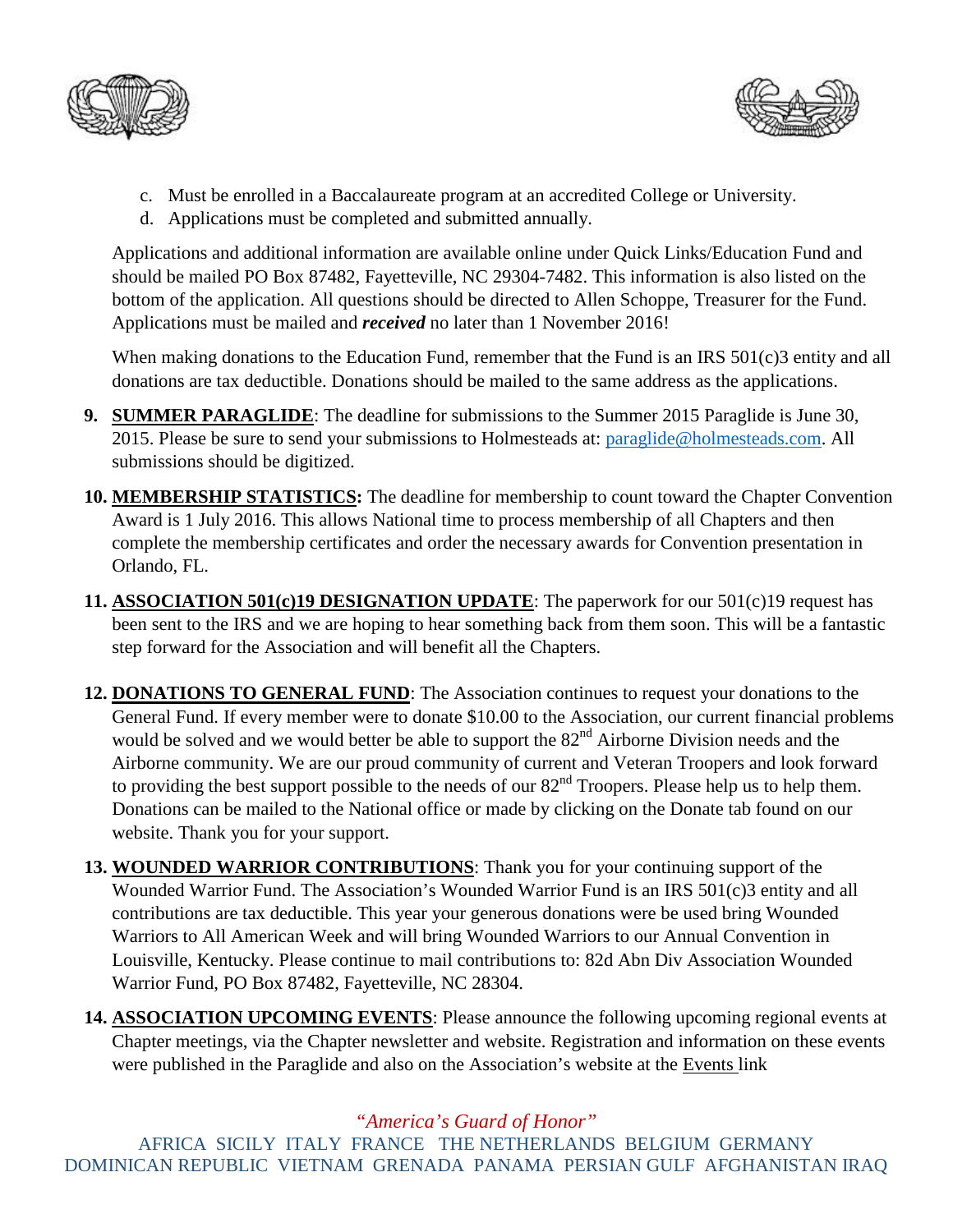c. Must be enrolled in a Baccalaureate program at an accredited College or University.
d. Applications must be completed and submitted annually.

Applications and additional information are available online under Quick Links/Education Fund and should be mailed PO Box 87482, Fayetteville, NC 29304-7482. This information is also listed on the bottom of the application. All questions should be directed to Allen Schoppe, Treasurer for the Fund. Applications must be mailed and ***received*** no later than 1 November 2016!

When making donations to the Education Fund, remember that the Fund is an IRS 501(c)3 entity and all donations are tax deductible. Donations should be mailed to the same address as the applications.

9. **SUMMER PARAGLIDE**: The deadline for submissions to the Summer 2015 Paraglide is June 30, 2015. Please be sure to send your submissions to Holmesteads at: paraglide@holmesteads.com. All submissions should be digitized.

10. **MEMBERSHIP STATISTICS:** The deadline for membership to count toward the Chapter Convention Award is 1 July 2016. This allows National time to process membership of all Chapters and then complete the membership certificates and order the necessary awards for Convention presentation in Orlando, FL.

11. **ASSOCIATION 501(c)19 DESIGNATION UPDATE**: The paperwork for our 501(c)19 request has been sent to the IRS and we are hoping to hear something back from them soon. This will be a fantastic step forward for the Association and will benefit all the Chapters.

12. **DONATIONS TO GENERAL FUND**: The Association continues to request your donations to the General Fund. If every member were to donate $10.00 to the Association, our current financial problems would be solved and we would better be able to support the 82nd Airborne Division needs and the Airborne community. We are our proud community of current and Veteran Troopers and look forward to providing the best support possible to the needs of our 82nd Troopers. Please help us to help them. Donations can be mailed to the National office or made by clicking on the Donate tab found on our website. Thank you for your support.

13. **WOUNDED WARRIOR CONTRIBUTIONS**: Thank you for your continuing support of the Wounded Warrior Fund. The Association's Wounded Warrior Fund is an IRS 501(c)3 entity and all contributions are tax deductible. This year your generous donations were be used bring Wounded Warriors to All American Week and will bring Wounded Warriors to our Annual Convention in Louisville, Kentucky. Please continue to mail contributions to: 82d Abn Div Association Wounded Warrior Fund, PO Box 87482, Fayetteville, NC 28304.

14. **ASSOCIATION UPCOMING EVENTS**: Please announce the following upcoming regional events at Chapter meetings, via the Chapter newsletter and website. Registration and information on these events were published in the Paraglide and also on the Association's website at the Events link

*"America's Guard of Honor"*

AFRICA SICILY ITALY FRANCE THE NETHERLANDS BELGIUM GERMANY DOMINICAN REPUBLIC VIETNAM GRENADA PANAMA PERSIAN GULF AFGHANISTAN IRAQ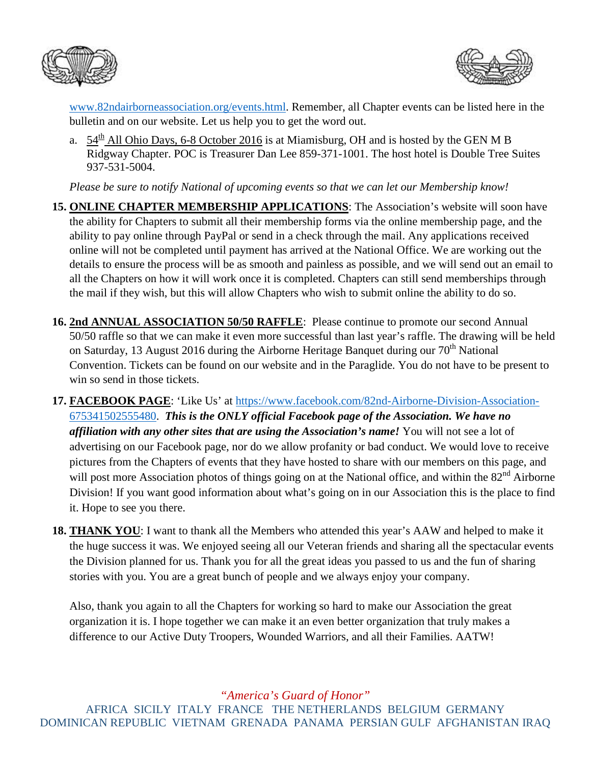www.82ndairborneassociation.org/events.html. Remember, all Chapter events can be listed here in the bulletin and on our website. Let us help you to get the word out.

a. 54th All Ohio Days, 6-8 October 2016 is at Miamisburg, OH and is hosted by the GEN M B Ridgway Chapter. POC is Treasurer Dan Lee 859-371-1001. The host hotel is Double Tree Suites 937-531-5004.

*Please be sure to notify National of upcoming events so that we can let our Membership know!*

15. **ONLINE CHAPTER MEMBERSHIP APPLICATIONS**: The Association's website will soon have the ability for Chapters to submit all their membership forms via the online membership page, and the ability to pay online through PayPal or send in a check through the mail. Any applications received online will not be completed until payment has arrived at the National Office. We are working out the details to ensure the process will be as smooth and painless as possible, and we will send out an email to all the Chapters on how it will work once it is completed. Chapters can still send memberships through the mail if they wish, but this will allow Chapters who wish to submit online the ability to do so.

16. **2nd ANNUAL ASSOCIATION 50/50 RAFFLE**: Please continue to promote our second Annual 50/50 raffle so that we can make it even more successful than last year's raffle. The drawing will be held on Saturday, 13 August 2016 during the Airborne Heritage Banquet during our 70th National Convention. Tickets can be found on our website and in the Paraglide. You do not have to be present to win so send in those tickets.

17. **FACEBOOK PAGE**: 'Like Us' at https://www.facebook.com/82nd-Airborne-Division-Association-675341502555480. ***This is the ONLY official Facebook page of the Association. We have no affiliation with any other sites that are using the Association's name!*** You will not see a lot of advertising on our Facebook page, nor do we allow profanity or bad conduct. We would love to receive pictures from the Chapters of events that they have hosted to share with our members on this page, and will post more Association photos of things going on at the National office, and within the 82nd Airborne Division! If you want good information about what's going on in our Association this is the place to find it. Hope to see you there.

18. **THANK YOU**: I want to thank all the Members who attended this year's AAW and helped to make it the huge success it was. We enjoyed seeing all our Veteran friends and sharing all the spectacular events the Division planned for us. Thank you for all the great ideas you passed to us and the fun of sharing stories with you. You are a great bunch of people and we always enjoy your company.

    Also, thank you again to all the Chapters for working so hard to make our Association the great organization it is. I hope together we can make it an even better organization that truly makes a difference to our Active Duty Troopers, Wounded Warriors, and all their Families. AATW!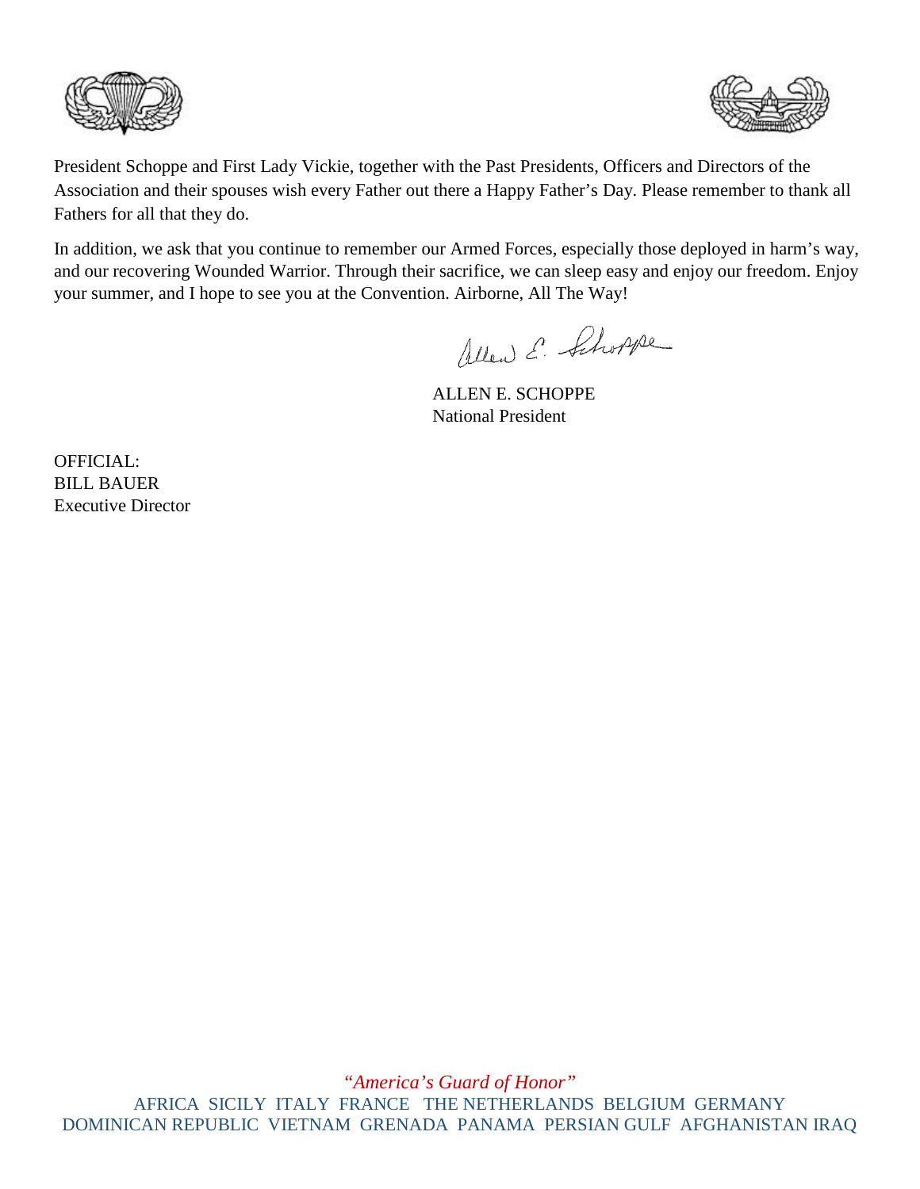President Schoppe and First Lady Vickie, together with the Past Presidents, Officers and Directors of the Association and their spouses wish every Father out there a Happy Father's Day. Please remember to thank all Fathers for all that they do.

In addition, we ask that you continue to remember our Armed Forces, especially those deployed in harm's way, and our recovering Wounded Warrior. Through their sacrifice, we can sleep easy and enjoy our freedom. Enjoy your summer, and I hope to see you at the Convention. Airborne, All The Way!

Allen E. Schoppe

ALLEN E. SCHOPPE
National President

OFFICIAL:
BILL BAUER
Executive Director

*"America's Guard of Honor"*

AFRICA SICILY ITALY FRANCE THE NETHERLANDS BELGIUM GERMANY DOMINICAN REPUBLIC VIETNAM GRENADA PANAMA PERSIAN GULF AFGHANISTAN IRAQ